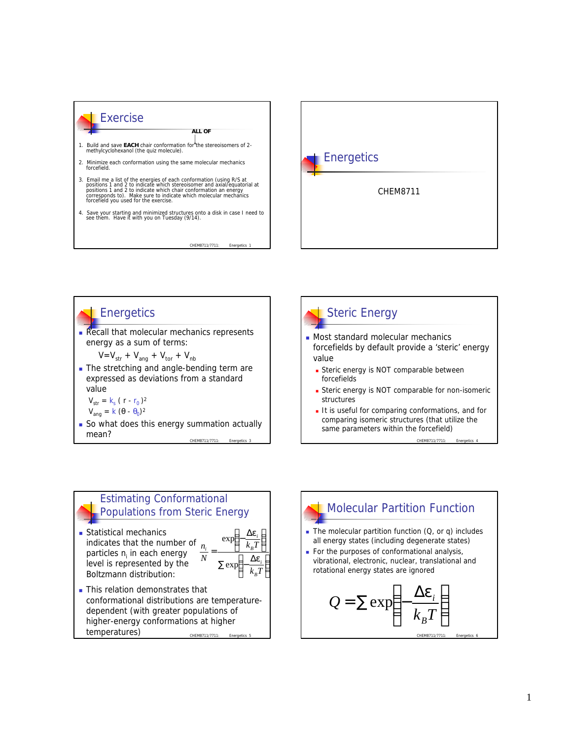## Exercise

ALL OF

1. Build and save **EACH** chair conformation for the stereoisomers of 2-methylcyclohexanol (the quiz molecule).
2. Minimize each conformation using the same molecular mechanics forcefield.
3. Email me a list of the energies of each conformation (using R/S at positions 1 and 2 to indicate which stereoisomer and axial/equatorial at positions 1 and 2 to indicate which chair conformation an energy corresponds to). Make sure to indicate which molecular mechanics forcefield you used for the exercise.
4. Save your starting and minimized structures onto a disk in case I need to see them. Have it with you on Tuesday (9/14).

## Energetics

CHEM8711

## Energetics

- Recall that molecular mechanics represents energy as a sum of terms:

  $V = V_{str} + V_{ang} + V_{tor} + V_{nb}$

- The stretching and angle-bending term are expressed as deviations from a standard value

  $V_{str} = k_s ( r - r_0 )^2$

  $V_{ang} = k (\theta - \theta_0)^2$

- So what does this energy summation actually mean?

## Steric Energy

- Most standard molecular mechanics forcefields by default provide a 'steric' energy value
  - Steric energy is NOT comparable between forcefields
  - Steric energy is NOT comparable for non-isomeric structures
  - It is useful for comparing conformations, and for comparing isomeric structures (that utilize the same parameters within the forcefield)

## Estimating Conformational Populations from Steric Energy

- Statistical mechanics indicates that the number of particles $n_i$ in each energy level is represented by the Boltzmann distribution:

$$\frac{n_i}{N} = \frac{\exp\left(-\frac{\Delta\varepsilon_i}{k_B T}\right)}{\sum \exp\left(-\frac{\Delta\varepsilon_i}{k_B T}\right)}$$

- This relation demonstrates that conformational distributions are temperature-dependent (with greater populations of higher-energy conformations at higher temperatures)

## Molecular Partition Function

- The molecular partition function (Q, or q) includes all energy states (including degenerate states)
- For the purposes of conformational analysis, vibrational, electronic, nuclear, translational and rotational energy states are ignored

$$Q = \sum \exp\left(-\frac{\Delta\varepsilon_i}{k_B T}\right)$$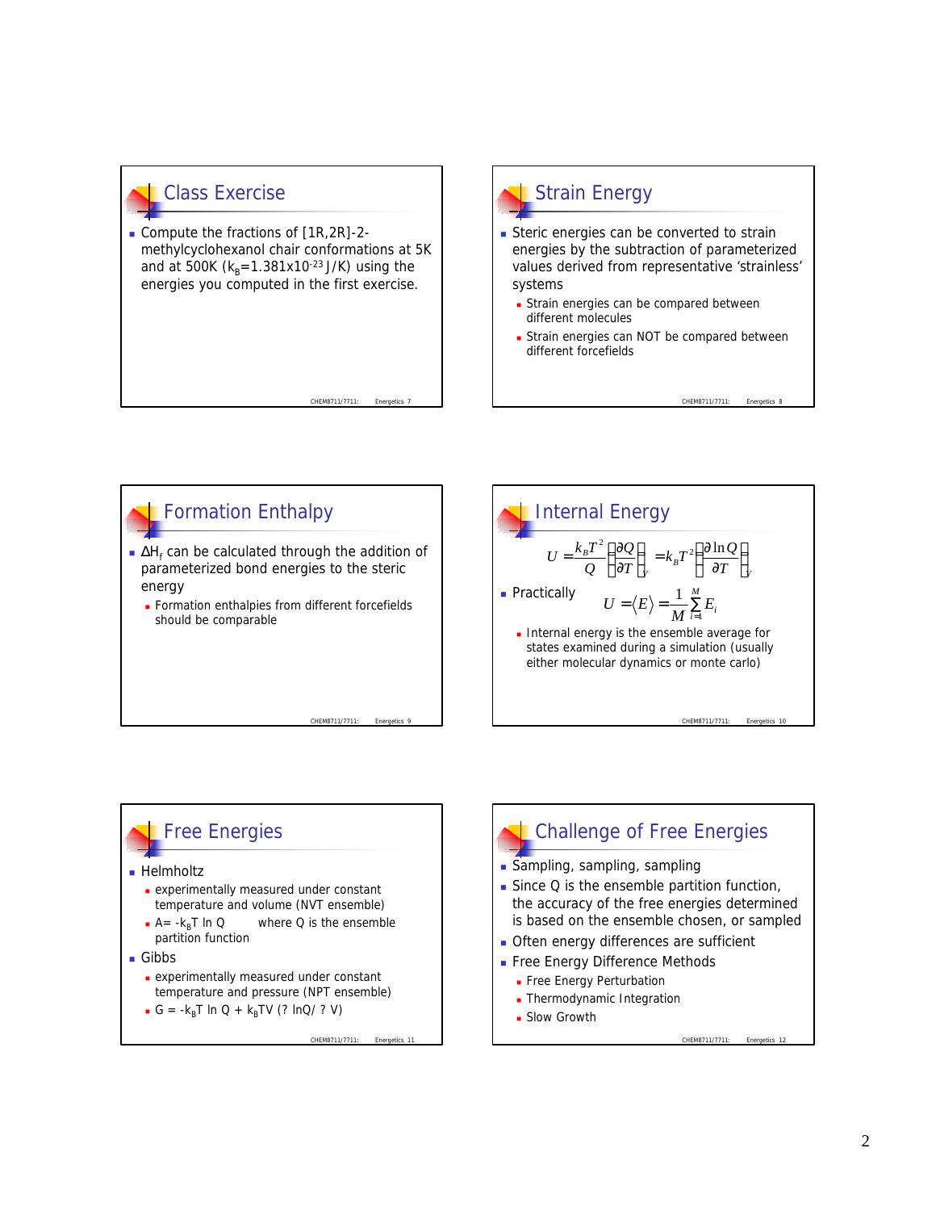## Class Exercise

- Compute the fractions of [1R,2R]-2-methylcyclohexanol chair conformations at 5K and at 500K ($k_B$=1.381x10$^{-23}$ J/K) using the energies you computed in the first exercise.

## Strain Energy

- Steric energies can be converted to strain energies by the subtraction of parameterized values derived from representative 'strainless' systems
  - Strain energies can be compared between different molecules
  - Strain energies can NOT be compared between different forcefields

## Formation Enthalpy

- $\Delta H_f$ can be calculated through the addition of parameterized bond energies to the steric energy
  - Formation enthalpies from different forcefields should be comparable

## Internal Energy

$$U = \frac{k_B T^2}{Q}\left(\frac{\partial Q}{\partial T}\right)_V = k_B T^2 \left(\frac{\partial \ln Q}{\partial T}\right)_V$$

- Practically $U = \langle E \rangle = \frac{1}{M}\sum_{i=1}^{M} E_i$
  - Internal energy is the ensemble average for states examined during a simulation (usually either molecular dynamics or monte carlo)

## Free Energies

- Helmholtz
  - experimentally measured under constant temperature and volume (NVT ensemble)
  - $A = -k_B T \ln Q$ where Q is the ensemble partition function
- Gibbs
  - experimentally measured under constant temperature and pressure (NPT ensemble)
  - $G = -k_B T \ln Q + k_B T V (? \ln Q / ? V)$

## Challenge of Free Energies

- Sampling, sampling, sampling
- Since Q is the ensemble partition function, the accuracy of the free energies determined is based on the ensemble chosen, or sampled
- Often energy differences are sufficient
- Free Energy Difference Methods
  - Free Energy Perturbation
  - Thermodynamic Integration
  - Slow Growth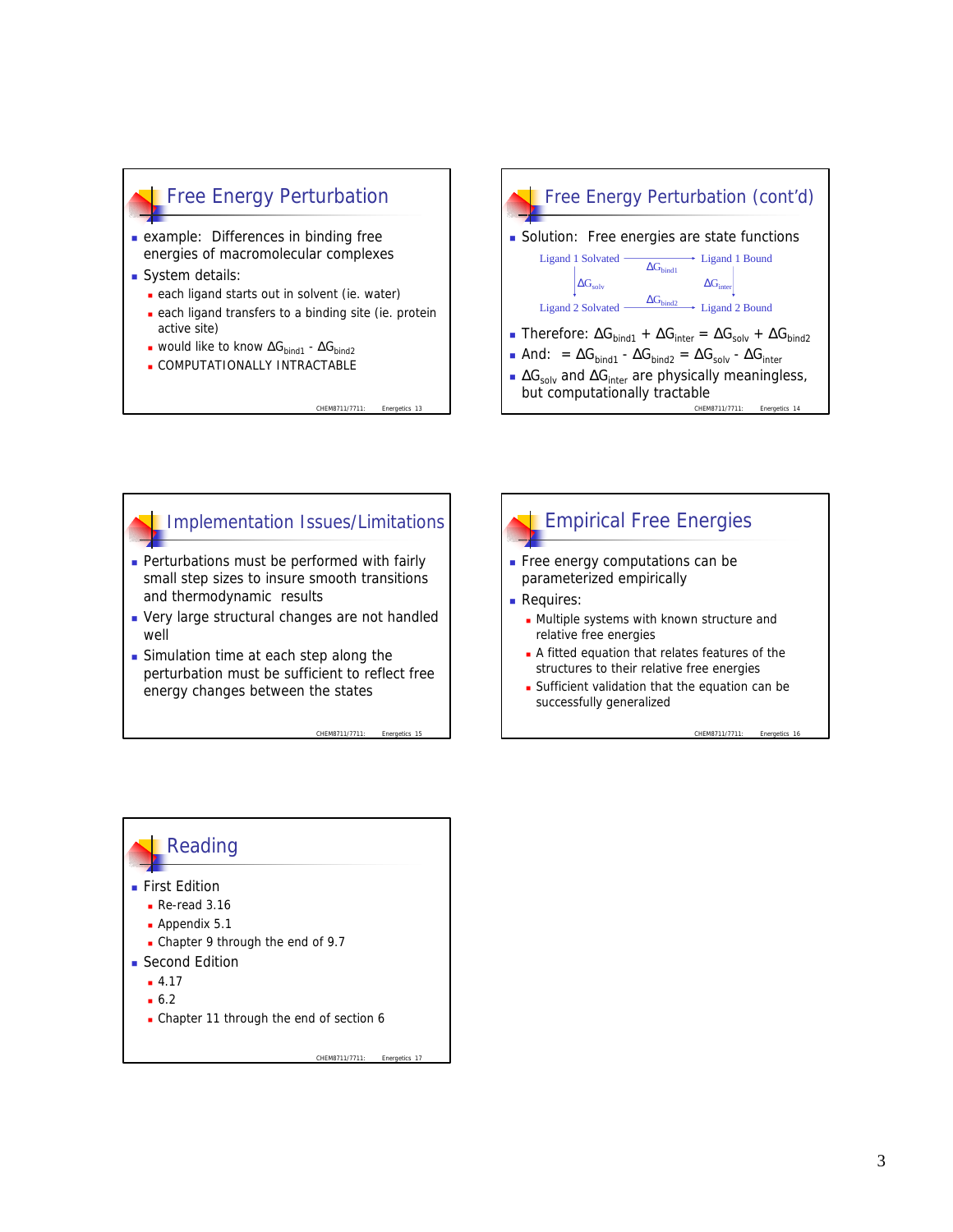## Free Energy Perturbation

- example: Differences in binding free energies of macromolecular complexes
- System details:
  - each ligand starts out in solvent (ie. water)
  - each ligand transfers to a binding site (ie. protein active site)
  - would like to know $\Delta G_{bind1} - \Delta G_{bind2}$
  - COMPUTATIONALLY INTRACTABLE

## Free Energy Perturbation (cont'd)

- Solution: Free energies are state functions

Ligand 1 Solvated → ($\Delta G_{bind1}$) → Ligand 1 Bound

Ligand 1 Solvated ↓ ($\Delta G_{solv}$) Ligand 2 Solvated; Ligand 1 Bound ↓ ($\Delta G_{inter}$) Ligand 2 Bound

Ligand 2 Solvated → ($\Delta G_{bind2}$) → Ligand 2 Bound

- Therefore: $\Delta G_{bind1} + \Delta G_{inter} = \Delta G_{solv} + \Delta G_{bind2}$
- And: $= \Delta G_{bind1} - \Delta G_{bind2} = \Delta G_{solv} - \Delta G_{inter}$
- $\Delta G_{solv}$ and $\Delta G_{inter}$ are physically meaningless, but computationally tractable

## Implementation Issues/Limitations

- Perturbations must be performed with fairly small step sizes to insure smooth transitions and thermodynamic results
- Very large structural changes are not handled well
- Simulation time at each step along the perturbation must be sufficient to reflect free energy changes between the states

## Empirical Free Energies

- Free energy computations can be parameterized empirically
- Requires:
  - Multiple systems with known structure and relative free energies
  - A fitted equation that relates features of the structures to their relative free energies
  - Sufficient validation that the equation can be successfully generalized

## Reading

- First Edition
  - Re-read 3.16
  - Appendix 5.1
  - Chapter 9 through the end of 9.7
- Second Edition
  - 4.17
  - 6.2
  - Chapter 11 through the end of section 6